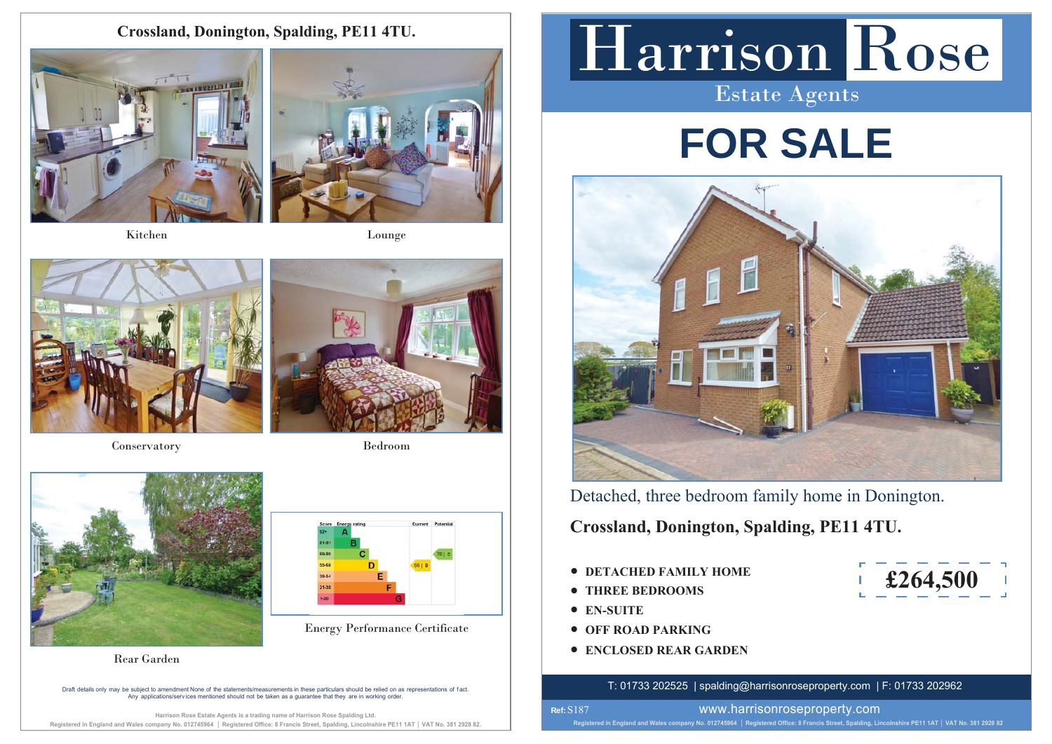# Crossland, Donington, Spalding, PE11 4TU.

Kitchen

Lounge

Conservatory

Bedroom

Rear Garden

| Score | Energy rating | Current | Potential |
|---|---|---|---|
| 92+ | A | | |
| 81-91 | B | | |
| 69-80 | C | | 76 \| C |
| 55-68 | D | 66 \| D | |
| 39-54 | E | | |
| 21-38 | F | | |
| 1-20 | G | | |

Energy Performance Certificate

Draft details only may be subject to amendment None of the statements/measurements in these particulars should be relied on as representations of fact. Any applications/services mentioned should not be taken as a guarantee that they are in working order.

Harrison Rose Estate Agents is a trading name of Harrison Rose Spalding Ltd.
Registered in England and Wales company No. 012745964 | Registered Office: 8 Francis Street, Spalding, Lincolnshire PE11 1AT | VAT No. 381 2928 82.

# Harrison Rose

Estate Agents

# FOR SALE

Detached, three bedroom family home in Donington.

## Crossland, Donington, Spalding, PE11 4TU.

- DETACHED FAMILY HOME
- THREE BEDROOMS
- EN-SUITE
- OFF ROAD PARKING
- ENCLOSED REAR GARDEN

**£264,500**

T: 01733 202525 | spalding@harrisonroseproperty.com | F: 01733 202962

Ref: S187

www.harrisonroseproperty.com

Registered in England and Wales company No. 012745964 | Registered Office: 8 Francis Street, Spalding, Lincolnshire PE11 1AT | VAT No. 381 2928 82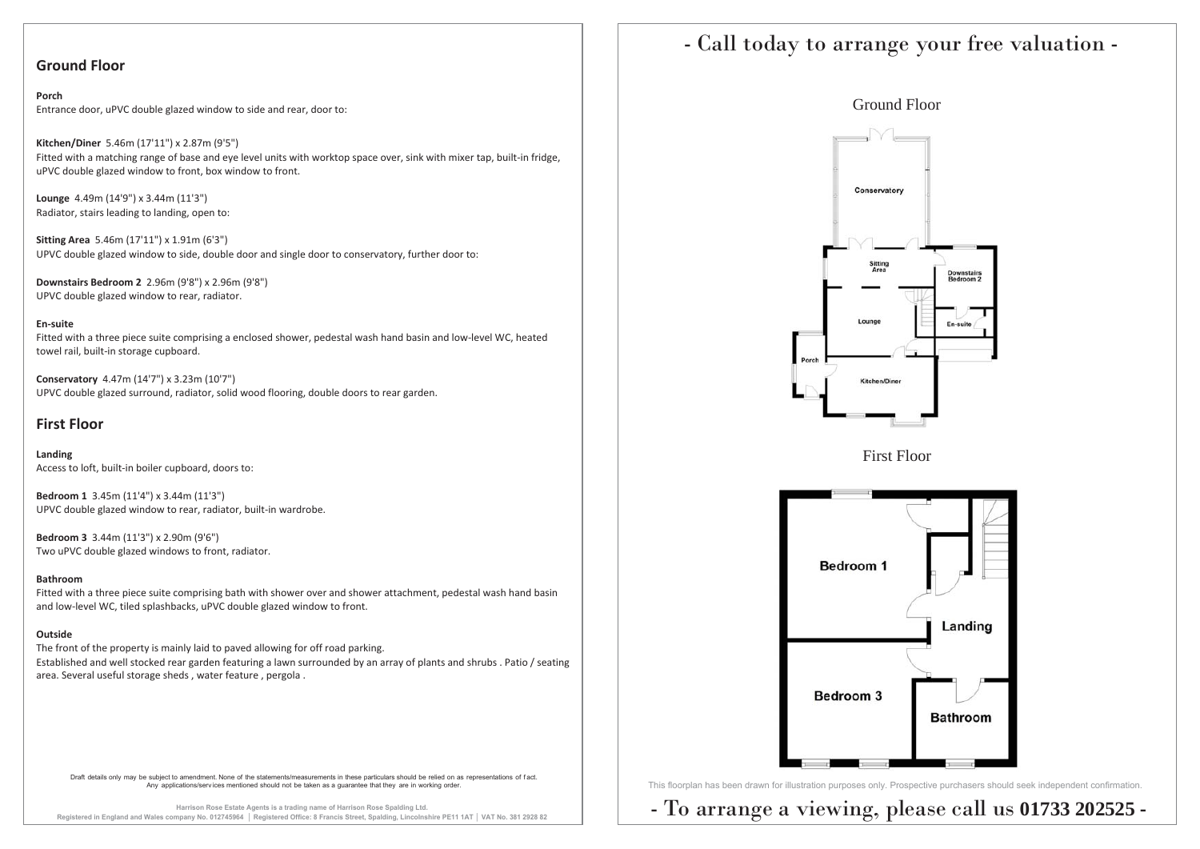## Ground Floor

**Porch**
Entrance door, uPVC double glazed window to side and rear, door to:

**Kitchen/Diner** 5.46m (17'11") x 2.87m (9'5")
Fitted with a matching range of base and eye level units with worktop space over, sink with mixer tap, built-in fridge, uPVC double glazed window to front, box window to front.

**Lounge** 4.49m (14'9") x 3.44m (11'3")
Radiator, stairs leading to landing, open to:

**Sitting Area** 5.46m (17'11") x 1.91m (6'3")
UPVC double glazed window to side, double door and single door to conservatory, further door to:

**Downstairs Bedroom 2** 2.96m (9'8") x 2.96m (9'8")
UPVC double glazed window to rear, radiator.

**En-suite**
Fitted with a three piece suite comprising a enclosed shower, pedestal wash hand basin and low-level WC, heated towel rail, built-in storage cupboard.

**Conservatory** 4.47m (14'7") x 3.23m (10'7")
UPVC double glazed surround, radiator, solid wood flooring, double doors to rear garden.

## First Floor

**Landing**
Access to loft, built-in boiler cupboard, doors to:

**Bedroom 1** 3.45m (11'4") x 3.44m (11'3")
UPVC double glazed window to rear, radiator, built-in wardrobe.

**Bedroom 3** 3.44m (11'3") x 2.90m (9'6")
Two uPVC double glazed windows to front, radiator.

**Bathroom**
Fitted with a three piece suite comprising bath with shower over and shower attachment, pedestal wash hand basin and low-level WC, tiled splashbacks, uPVC double glazed window to front.

**Outside**
The front of the property is mainly laid to paved allowing for off road parking.
Established and well stocked rear garden featuring a lawn surrounded by an array of plants and shrubs . Patio / seating area. Several useful storage sheds , water feature , pergola .

Draft details only may be subject to amendment. None of the statements/measurements in these particulars should be relied on as representations of fact. Any applications/services mentioned should not be taken as a guarantee that they are in working order.

Harrison Rose Estate Agents is a trading name of Harrison Rose Spalding Ltd.
Registered in England and Wales company No. 012745964 | Registered Office: 8 Francis Street, Spalding, Lincolnshire PE11 1AT | VAT No. 381 2928 82

# - Call today to arrange your free valuation -

Ground Floor

Conservatory
Sitting Area
Downstairs Bedroom 2
Lounge
En-suite
Porch
Kitchen/Diner

First Floor

Bedroom 1
Landing
Bedroom 3
Bathroom

This floorplan has been drawn for illustration purposes only. Prospective purchasers should seek independent confirmation.

# - To arrange a viewing, please call us **01733 202525** -